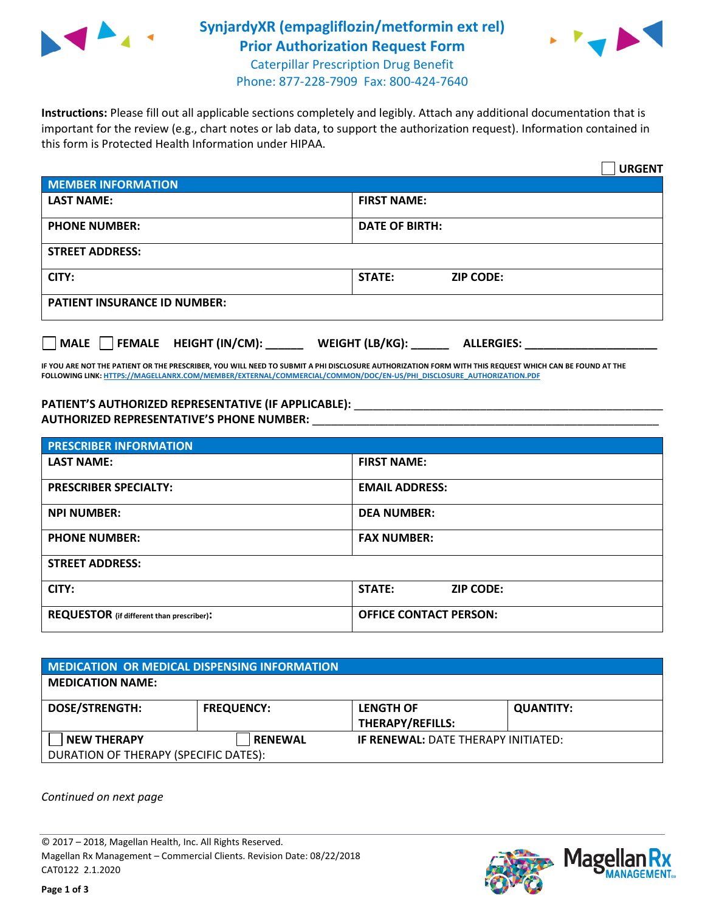# SynjardyXR (empagliflozin/metformin ext rel) Prior Authorization Request Form

Caterpillar Prescription Drug Benefit
Phone: 877-228-7909 Fax: 800-424-7640

**Instructions:** Please fill out all applicable sections completely and legibly. Attach any additional documentation that is important for the review (e.g., chart notes or lab data, to support the authorization request). Information contained in this form is Protected Health Information under HIPAA.

☐ **URGENT**

| **MEMBER INFORMATION** | |
|---|---|
| **LAST NAME:** | **FIRST NAME:** |
| **PHONE NUMBER:** | **DATE OF BIRTH:** |
| **STREET ADDRESS:** | |
| **CITY:** | **STATE:** **ZIP CODE:** |
| **PATIENT INSURANCE ID NUMBER:** | |

☐ **MALE** ☐ **FEMALE** **HEIGHT (IN/CM):** ______ **WEIGHT (LB/KG):** ______ **ALLERGIES:** ____________________

**IF YOU ARE NOT THE PATIENT OR THE PRESCRIBER, YOU WILL NEED TO SUBMIT A PHI DISCLOSURE AUTHORIZATION FORM WITH THIS REQUEST WHICH CAN BE FOUND AT THE FOLLOWING LINK: HTTPS://MAGELLANRX.COM/MEMBER/EXTERNAL/COMMERCIAL/COMMON/DOC/EN-US/PHI_DISCLOSURE_AUTHORIZATION.PDF**

**PATIENT'S AUTHORIZED REPRESENTATIVE (IF APPLICABLE):** ____________________________________________
**AUTHORIZED REPRESENTATIVE'S PHONE NUMBER:** ____________________________________________

| **PRESCRIBER INFORMATION** | |
|---|---|
| **LAST NAME:** | **FIRST NAME:** |
| **PRESCRIBER SPECIALTY:** | **EMAIL ADDRESS:** |
| **NPI NUMBER:** | **DEA NUMBER:** |
| **PHONE NUMBER:** | **FAX NUMBER:** |
| **STREET ADDRESS:** | |
| **CITY:** | **STATE:** **ZIP CODE:** |
| **REQUESTOR** (if different than prescriber)**:** | **OFFICE CONTACT PERSON:** |

| **MEDICATION OR MEDICAL DISPENSING INFORMATION** | | | |
|---|---|---|---|
| **MEDICATION NAME:** | | | |
| **DOSE/STRENGTH:** | **FREQUENCY:** | **LENGTH OF THERAPY/REFILLS:** | **QUANTITY:** |
| ☐ **NEW THERAPY** | ☐ **RENEWAL** | **IF RENEWAL:** DATE THERAPY INITIATED: | |
| DURATION OF THERAPY (SPECIFIC DATES): | | | |

*Continued on next page*

© 2017 – 2018, Magellan Health, Inc. All Rights Reserved.
Magellan Rx Management – Commercial Clients. Revision Date: 08/22/2018
CAT0122 2.1.2020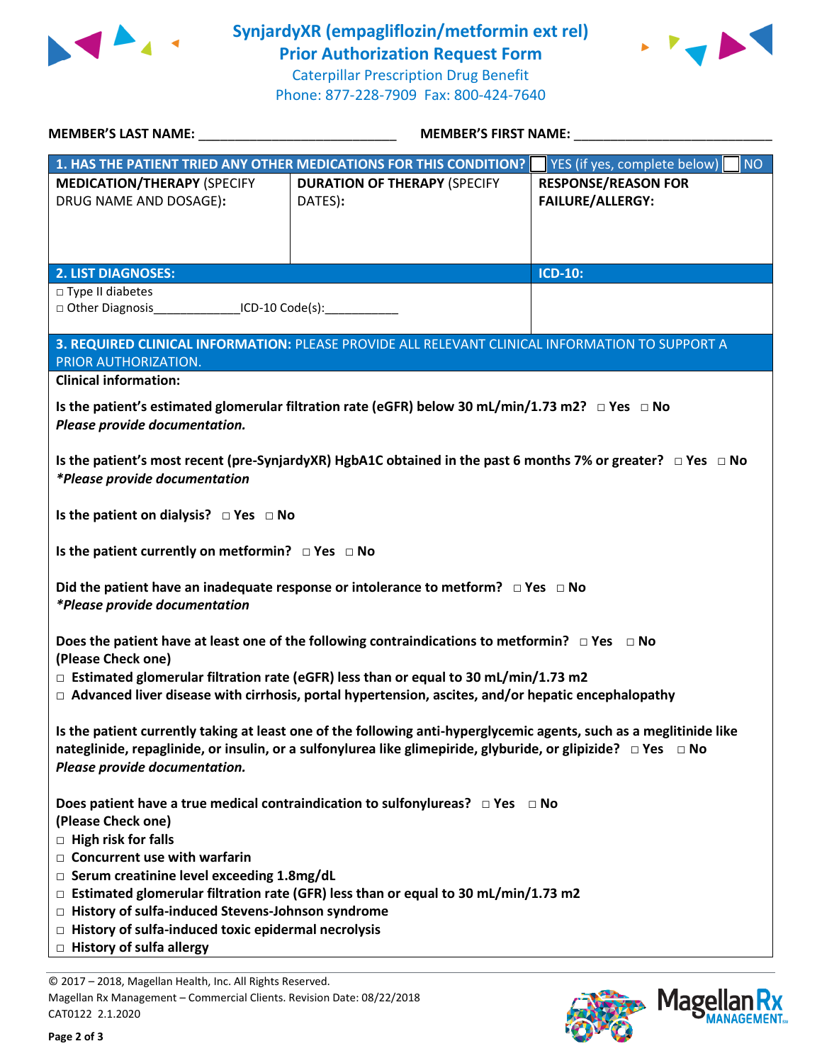# SynjardyXR (empagliflozin/metformin ext rel)
## Prior Authorization Request Form

Caterpillar Prescription Drug Benefit
Phone: 877-228-7909 Fax: 800-424-7640

**MEMBER'S LAST NAME:** ___________________________ **MEMBER'S FIRST NAME:** ___________________________

| **1. HAS THE PATIENT TRIED ANY OTHER MEDICATIONS FOR THIS CONDITION?** | | ☐ YES (if yes, complete below) ☐ NO |
|---|---|---|
| **MEDICATION/THERAPY** (SPECIFY DRUG NAME AND DOSAGE): | **DURATION OF THERAPY** (SPECIFY DATES): | **RESPONSE/REASON FOR FAILURE/ALLERGY:** |
| | | |

| **2. LIST DIAGNOSES:** | **ICD-10:** |
|---|---|
| □ Type II diabetes<br>□ Other Diagnosis_____________ICD-10 Code(s):___________ | |

**3. REQUIRED CLINICAL INFORMATION:** PLEASE PROVIDE ALL RELEVANT CLINICAL INFORMATION TO SUPPORT A PRIOR AUTHORIZATION.

**Clinical information:**

**Is the patient's estimated glomerular filtration rate (eGFR) below 30 mL/min/1.73 m2?** □ Yes □ No
***Please provide documentation.***

**Is the patient's most recent (pre-SynjardyXR) HgbA1C obtained in the past 6 months 7% or greater?** □ Yes □ No
***\*Please provide documentation***

**Is the patient on dialysis?** □ Yes □ No

**Is the patient currently on metformin?** □ Yes □ No

**Did the patient have an inadequate response or intolerance to metform?** □ Yes □ No
***\*Please provide documentation***

**Does the patient have at least one of the following contraindications to metformin?** □ Yes □ No
**(Please Check one)**
- □ **Estimated glomerular filtration rate (eGFR) less than or equal to 30 mL/min/1.73 m2**
- □ **Advanced liver disease with cirrhosis, portal hypertension, ascites, and/or hepatic encephalopathy**

**Is the patient currently taking at least one of the following anti-hyperglycemic agents, such as a meglitinide like nateglinide, repaglinide, or insulin, or a sulfonylurea like glimepiride, glyburide, or glipizide?** □ Yes □ No
***Please provide documentation.***

**Does patient have a true medical contraindication to sulfonylureas?** □ Yes □ No
**(Please Check one)**
- □ **High risk for falls**
- □ **Concurrent use with warfarin**
- □ **Serum creatinine level exceeding 1.8mg/dL**
- □ **Estimated glomerular filtration rate (GFR) less than or equal to 30 mL/min/1.73 m2**
- □ **History of sulfa-induced Stevens-Johnson syndrome**
- □ **History of sulfa-induced toxic epidermal necrolysis**
- □ **History of sulfa allergy**

© 2017 – 2018, Magellan Health, Inc. All Rights Reserved.
Magellan Rx Management – Commercial Clients. Revision Date: 08/22/2018
CAT0122 2.1.2020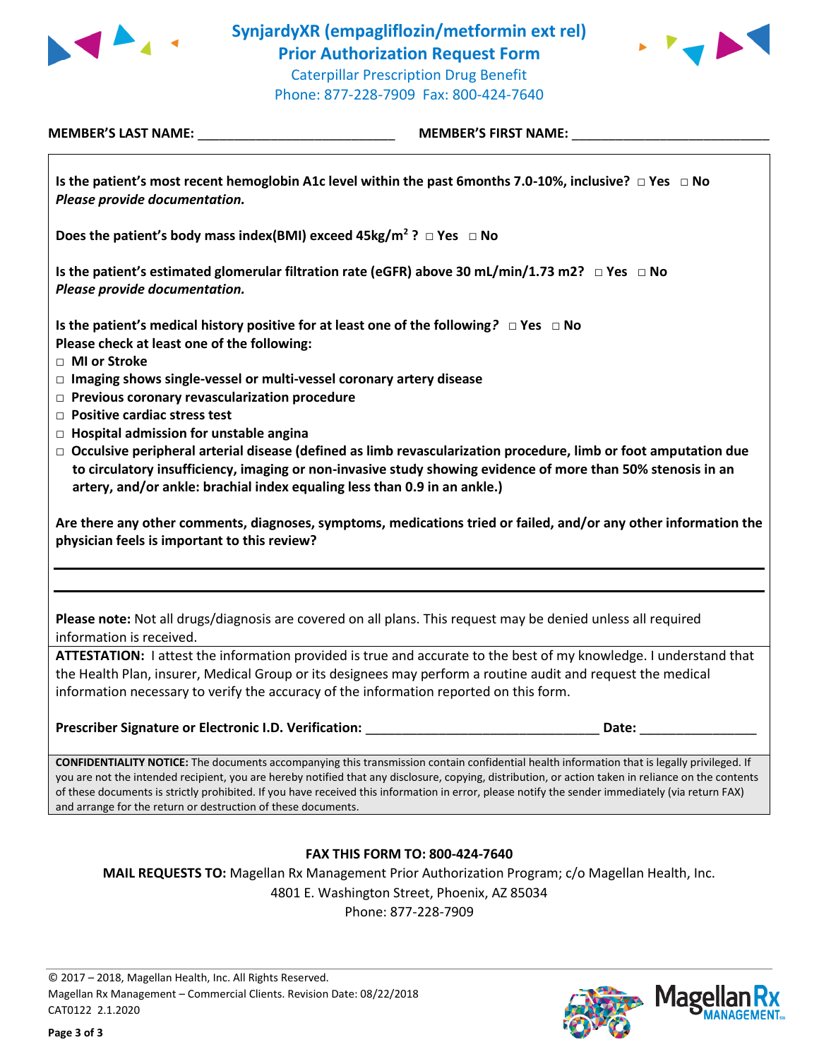# SynjardyXR (empagliflozin/metformin ext rel)
## Prior Authorization Request Form

Caterpillar Prescription Drug Benefit
Phone: 877-228-7909 Fax: 800-424-7640

**MEMBER'S LAST NAME:** ___________________________ **MEMBER'S FIRST NAME:** ___________________________

**Is the patient's most recent hemoglobin A1c level within the past 6months 7.0-10%, inclusive?** □ **Yes** □ **No**
***Please provide documentation.***

**Does the patient's body mass index(BMI) exceed 45kg/m$^2$ ?** □ **Yes** □ **No**

**Is the patient's estimated glomerular filtration rate (eGFR) above 30 mL/min/1.73 m2?** □ **Yes** □ **No**
***Please provide documentation.***

**Is the patient's medical history positive for at least one of the following?** □ **Yes** □ **No**
**Please check at least one of the following:**

- □ **MI or Stroke**
- □ **Imaging shows single-vessel or multi-vessel coronary artery disease**
- □ **Previous coronary revascularization procedure**
- □ **Positive cardiac stress test**
- □ **Hospital admission for unstable angina**
- □ **Occulsive peripheral arterial disease (defined as limb revascularization procedure, limb or foot amputation due to circulatory insufficiency, imaging or non-invasive study showing evidence of more than 50% stenosis in an artery, and/or ankle: brachial index equaling less than 0.9 in an ankle.)**

**Are there any other comments, diagnoses, symptoms, medications tried or failed, and/or any other information the physician feels is important to this review?**

___________________________________________________________________________

___________________________________________________________________________

**Please note:** Not all drugs/diagnosis are covered on all plans. This request may be denied unless all required information is received.

**ATTESTATION:** I attest the information provided is true and accurate to the best of my knowledge. I understand that the Health Plan, insurer, Medical Group or its designees may perform a routine audit and request the medical information necessary to verify the accuracy of the information reported on this form.

**Prescriber Signature or Electronic I.D. Verification:** _________________________________ **Date:** ________________

**CONFIDENTIALITY NOTICE:** The documents accompanying this transmission contain confidential health information that is legally privileged. If you are not the intended recipient, you are hereby notified that any disclosure, copying, distribution, or action taken in reliance on the contents of these documents is strictly prohibited. If you have received this information in error, please notify the sender immediately (via return FAX) and arrange for the return or destruction of these documents.

**FAX THIS FORM TO: 800-424-7640**

**MAIL REQUESTS TO:** Magellan Rx Management Prior Authorization Program; c/o Magellan Health, Inc.
4801 E. Washington Street, Phoenix, AZ 85034
Phone: 877-228-7909

© 2017 – 2018, Magellan Health, Inc. All Rights Reserved.
Magellan Rx Management – Commercial Clients. Revision Date: 08/22/2018
CAT0122 2.1.2020